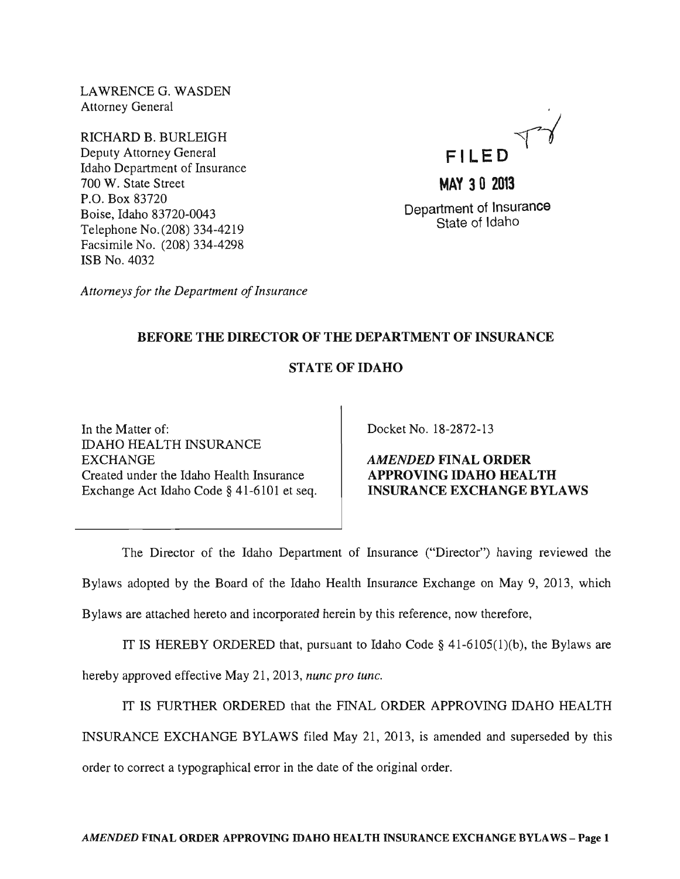LAWRENCE G. WASDEN
Attorney General

RICHARD B. BURLEIGH
Deputy Attorney General
Idaho Department of Insurance
700 W. State Street
P.O. Box 83720
Boise, Idaho 83720-0043
Telephone No. (208) 334-4219
Facsimile No. (208) 334-4298
ISB No. 4032

*Attorneys for the Department of Insurance*

FILED

MAY 30 2013

Department of Insurance
State of Idaho

**BEFORE THE DIRECTOR OF THE DEPARTMENT OF INSURANCE**

**STATE OF IDAHO**

In the Matter of:
IDAHO HEALTH INSURANCE EXCHANGE
Created under the Idaho Health Insurance Exchange Act Idaho Code § 41-6101 et seq.

Docket No. 18-2872-13

***AMENDED* FINAL ORDER APPROVING IDAHO HEALTH INSURANCE EXCHANGE BYLAWS**

The Director of the Idaho Department of Insurance ("Director") having reviewed the Bylaws adopted by the Board of the Idaho Health Insurance Exchange on May 9, 2013, which Bylaws are attached hereto and incorporated herein by this reference, now therefore,

IT IS HEREBY ORDERED that, pursuant to Idaho Code § 41-6105(1)(b), the Bylaws are hereby approved effective May 21, 2013, *nunc pro tunc*.

IT IS FURTHER ORDERED that the FINAL ORDER APPROVING IDAHO HEALTH INSURANCE EXCHANGE BYLAWS filed May 21, 2013, is amended and superseded by this order to correct a typographical error in the date of the original order.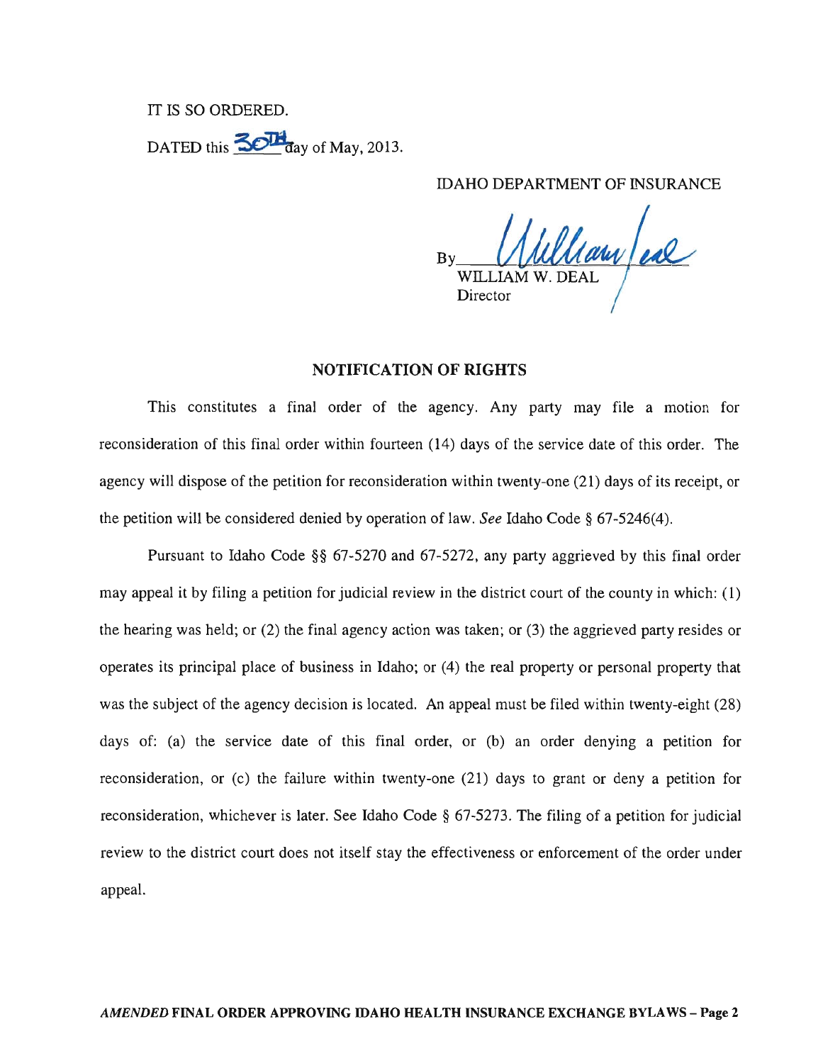IT IS SO ORDERED.

DATED this 30TH day of May, 2013.

IDAHO DEPARTMENT OF INSURANCE

By William Deal
WILLIAM W. DEAL
Director

## NOTIFICATION OF RIGHTS

This constitutes a final order of the agency. Any party may file a motion for reconsideration of this final order within fourteen (14) days of the service date of this order. The agency will dispose of the petition for reconsideration within twenty-one (21) days of its receipt, or the petition will be considered denied by operation of law. *See* Idaho Code § 67-5246(4).

Pursuant to Idaho Code §§ 67-5270 and 67-5272, any party aggrieved by this final order may appeal it by filing a petition for judicial review in the district court of the county in which: (1) the hearing was held; or (2) the final agency action was taken; or (3) the aggrieved party resides or operates its principal place of business in Idaho; or (4) the real property or personal property that was the subject of the agency decision is located. An appeal must be filed within twenty-eight (28) days of: (a) the service date of this final order, or (b) an order denying a petition for reconsideration, or (c) the failure within twenty-one (21) days to grant or deny a petition for reconsideration, whichever is later. See Idaho Code § 67-5273. The filing of a petition for judicial review to the district court does not itself stay the effectiveness or enforcement of the order under appeal.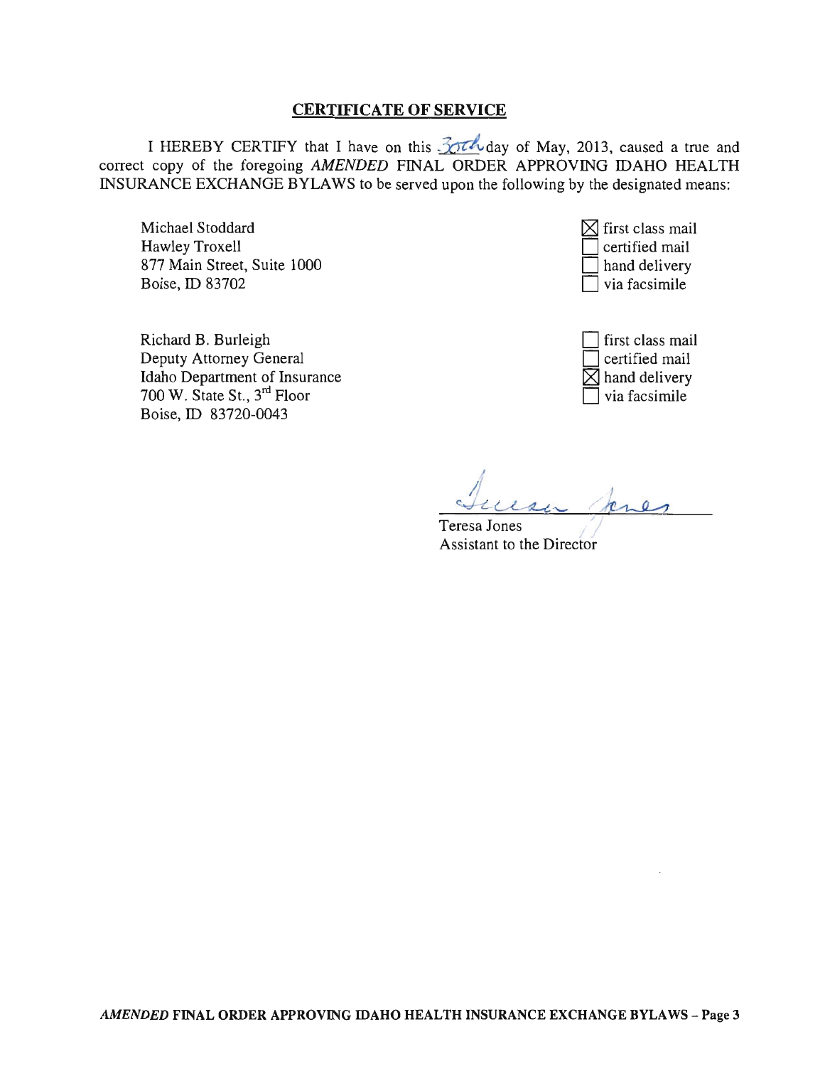## CERTIFICATE OF SERVICE

I HEREBY CERTIFY that I have on this 30th day of May, 2013, caused a true and correct copy of the foregoing *AMENDED* FINAL ORDER APPROVING IDAHO HEALTH INSURANCE EXCHANGE BYLAWS to be served upon the following by the designated means:

| | |
|---|---|
| Michael Stoddard<br>Hawley Troxell<br>877 Main Street, Suite 1000<br>Boise, ID 83702 | ☒ first class mail<br>☐ certified mail<br>☐ hand delivery<br>☐ via facsimile |
| Richard B. Burleigh<br>Deputy Attorney General<br>Idaho Department of Insurance<br>700 W. State St., 3rd Floor<br>Boise, ID 83720-0043 | ☐ first class mail<br>☐ certified mail<br>☒ hand delivery<br>☐ via facsimile |

Teresa Jones
Assistant to the Director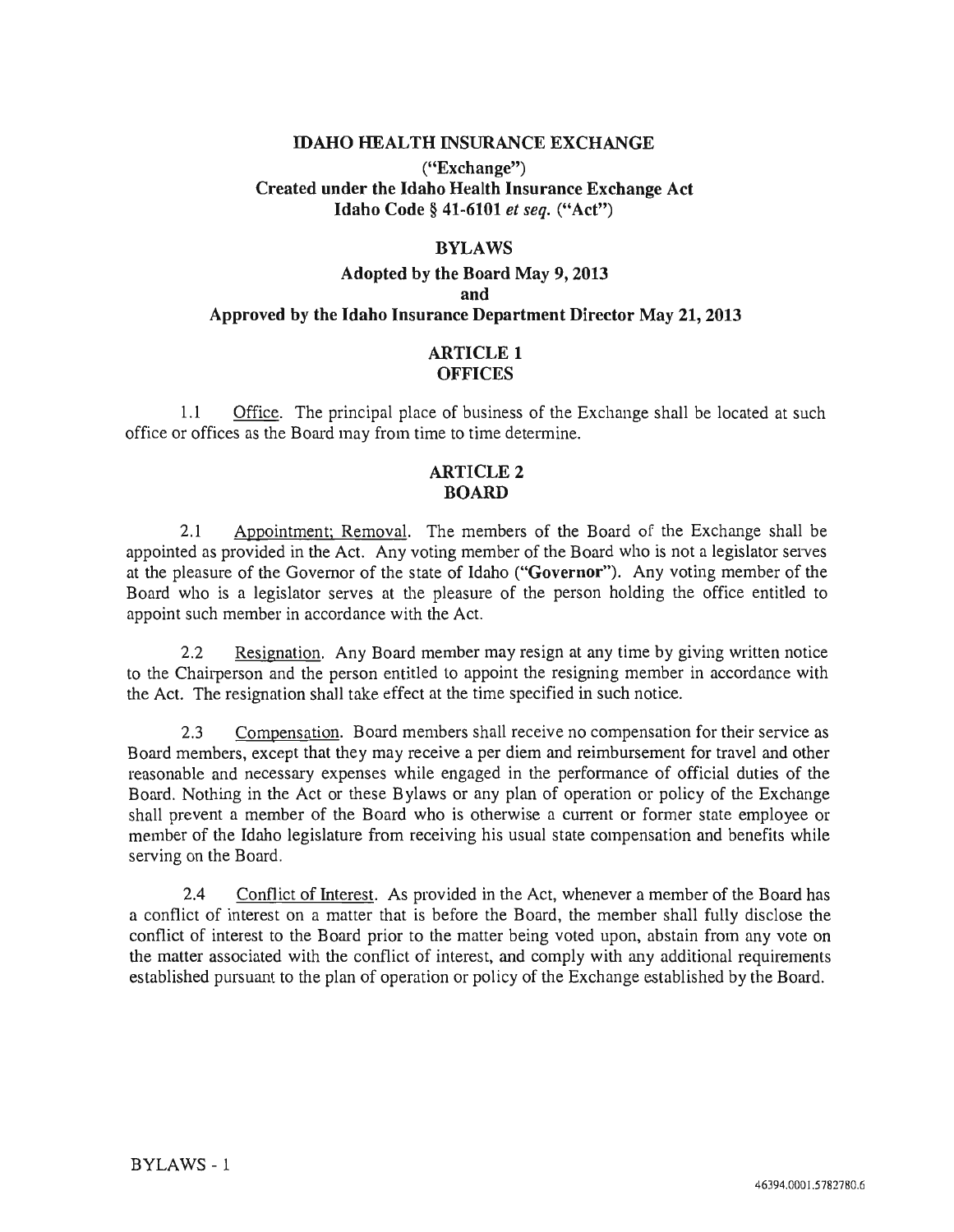**IDAHO HEALTH INSURANCE EXCHANGE**

**("Exchange")**
**Created under the Idaho Health Insurance Exchange Act**
**Idaho Code § 41-6101 *et seq.* ("Act")**

**BYLAWS**

**Adopted by the Board May 9, 2013**
**and**
**Approved by the Idaho Insurance Department Director May 21, 2013**

## ARTICLE 1
## OFFICES

1.1 Office. The principal place of business of the Exchange shall be located at such office or offices as the Board may from time to time determine.

## ARTICLE 2
## BOARD

2.1 Appointment; Removal. The members of the Board of the Exchange shall be appointed as provided in the Act. Any voting member of the Board who is not a legislator serves at the pleasure of the Governor of the state of Idaho (**"Governor"**). Any voting member of the Board who is a legislator serves at the pleasure of the person holding the office entitled to appoint such member in accordance with the Act.

2.2 Resignation. Any Board member may resign at any time by giving written notice to the Chairperson and the person entitled to appoint the resigning member in accordance with the Act. The resignation shall take effect at the time specified in such notice.

2.3 Compensation. Board members shall receive no compensation for their service as Board members, except that they may receive a per diem and reimbursement for travel and other reasonable and necessary expenses while engaged in the performance of official duties of the Board. Nothing in the Act or these Bylaws or any plan of operation or policy of the Exchange shall prevent a member of the Board who is otherwise a current or former state employee or member of the Idaho legislature from receiving his usual state compensation and benefits while serving on the Board.

2.4 Conflict of Interest. As provided in the Act, whenever a member of the Board has a conflict of interest on a matter that is before the Board, the member shall fully disclose the conflict of interest to the Board prior to the matter being voted upon, abstain from any vote on the matter associated with the conflict of interest, and comply with any additional requirements established pursuant to the plan of operation or policy of the Exchange established by the Board.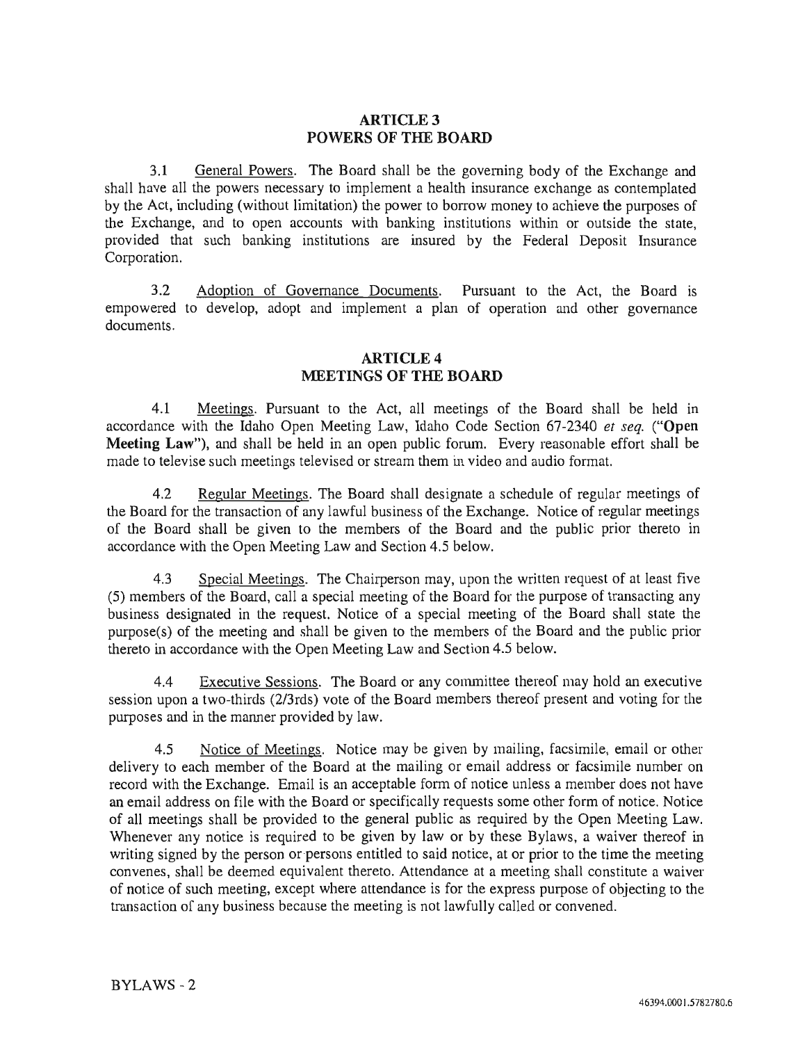## ARTICLE 3
## POWERS OF THE BOARD

3.1 General Powers. The Board shall be the governing body of the Exchange and shall have all the powers necessary to implement a health insurance exchange as contemplated by the Act, including (without limitation) the power to borrow money to achieve the purposes of the Exchange, and to open accounts with banking institutions within or outside the state, provided that such banking institutions are insured by the Federal Deposit Insurance Corporation.

3.2 Adoption of Governance Documents. Pursuant to the Act, the Board is empowered to develop, adopt and implement a plan of operation and other governance documents.

## ARTICLE 4
## MEETINGS OF THE BOARD

4.1 Meetings. Pursuant to the Act, all meetings of the Board shall be held in accordance with the Idaho Open Meeting Law, Idaho Code Section 67-2340 *et seq.* ("**Open Meeting Law**"), and shall be held in an open public forum. Every reasonable effort shall be made to televise such meetings televised or stream them in video and audio format.

4.2 Regular Meetings. The Board shall designate a schedule of regular meetings of the Board for the transaction of any lawful business of the Exchange. Notice of regular meetings of the Board shall be given to the members of the Board and the public prior thereto in accordance with the Open Meeting Law and Section 4.5 below.

4.3 Special Meetings. The Chairperson may, upon the written request of at least five (5) members of the Board, call a special meeting of the Board for the purpose of transacting any business designated in the request. Notice of a special meeting of the Board shall state the purpose(s) of the meeting and shall be given to the members of the Board and the public prior thereto in accordance with the Open Meeting Law and Section 4.5 below.

4.4 Executive Sessions. The Board or any committee thereof may hold an executive session upon a two-thirds (2/3rds) vote of the Board members thereof present and voting for the purposes and in the manner provided by law.

4.5 Notice of Meetings. Notice may be given by mailing, facsimile, email or other delivery to each member of the Board at the mailing or email address or facsimile number on record with the Exchange. Email is an acceptable form of notice unless a member does not have an email address on file with the Board or specifically requests some other form of notice. Notice of all meetings shall be provided to the general public as required by the Open Meeting Law. Whenever any notice is required to be given by law or by these Bylaws, a waiver thereof in writing signed by the person or persons entitled to said notice, at or prior to the time the meeting convenes, shall be deemed equivalent thereto. Attendance at a meeting shall constitute a waiver of notice of such meeting, except where attendance is for the express purpose of objecting to the transaction of any business because the meeting is not lawfully called or convened.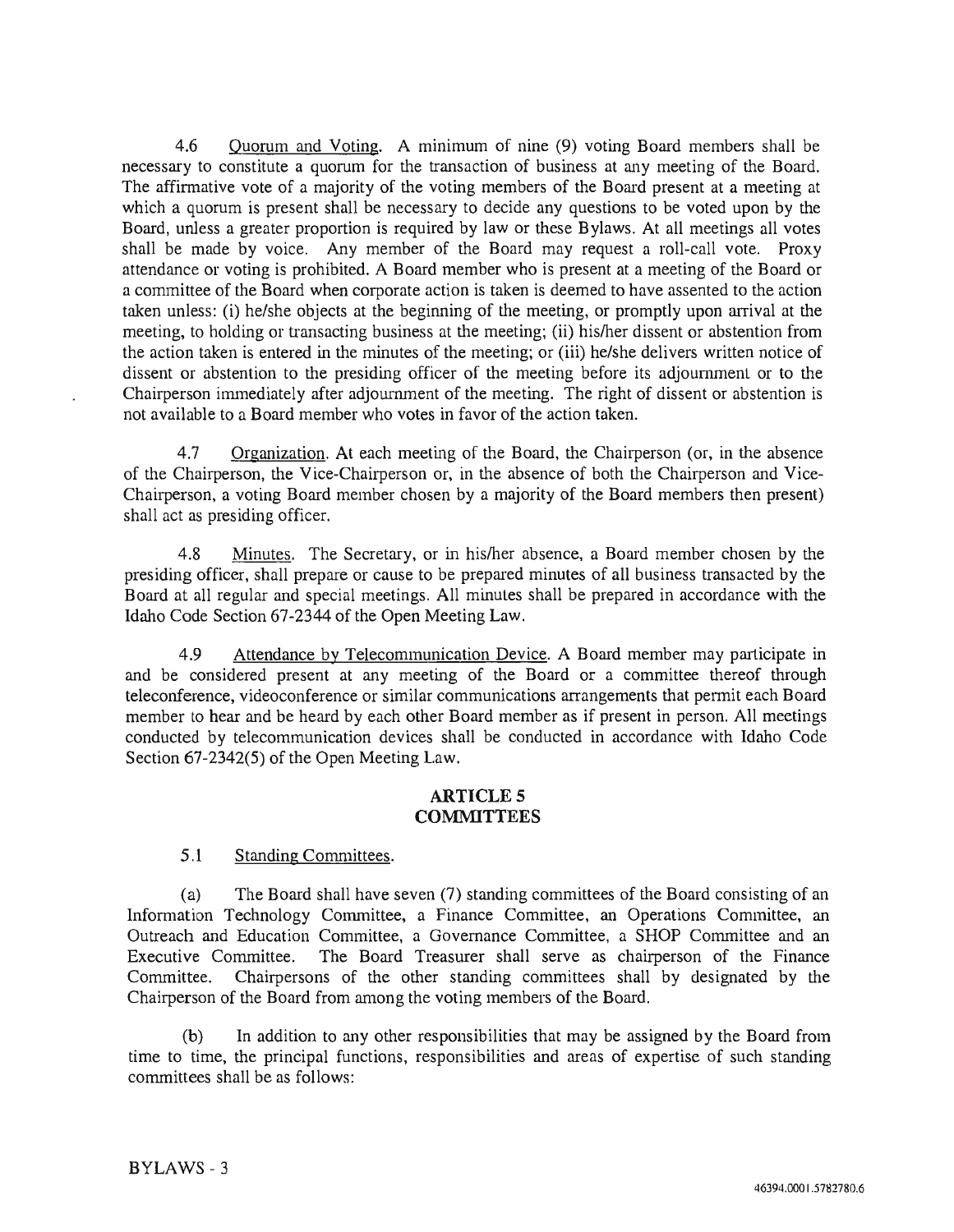4.6 Quorum and Voting. A minimum of nine (9) voting Board members shall be necessary to constitute a quorum for the transaction of business at any meeting of the Board. The affirmative vote of a majority of the voting members of the Board present at a meeting at which a quorum is present shall be necessary to decide any questions to be voted upon by the Board, unless a greater proportion is required by law or these Bylaws. At all meetings all votes shall be made by voice. Any member of the Board may request a roll-call vote. Proxy attendance or voting is prohibited. A Board member who is present at a meeting of the Board or a committee of the Board when corporate action is taken is deemed to have assented to the action taken unless: (i) he/she objects at the beginning of the meeting, or promptly upon arrival at the meeting, to holding or transacting business at the meeting; (ii) his/her dissent or abstention from the action taken is entered in the minutes of the meeting; or (iii) he/she delivers written notice of dissent or abstention to the presiding officer of the meeting before its adjournment or to the Chairperson immediately after adjournment of the meeting. The right of dissent or abstention is not available to a Board member who votes in favor of the action taken.

4.7 Organization. At each meeting of the Board, the Chairperson (or, in the absence of the Chairperson, the Vice-Chairperson or, in the absence of both the Chairperson and Vice-Chairperson, a voting Board member chosen by a majority of the Board members then present) shall act as presiding officer.

4.8 Minutes. The Secretary, or in his/her absence, a Board member chosen by the presiding officer, shall prepare or cause to be prepared minutes of all business transacted by the Board at all regular and special meetings. All minutes shall be prepared in accordance with the Idaho Code Section 67-2344 of the Open Meeting Law.

4.9 Attendance by Telecommunication Device. A Board member may participate in and be considered present at any meeting of the Board or a committee thereof through teleconference, videoconference or similar communications arrangements that permit each Board member to hear and be heard by each other Board member as if present in person. All meetings conducted by telecommunication devices shall be conducted in accordance with Idaho Code Section 67-2342(5) of the Open Meeting Law.

## ARTICLE 5
## COMMITTEES

5.1 Standing Committees.

(a) The Board shall have seven (7) standing committees of the Board consisting of an Information Technology Committee, a Finance Committee, an Operations Committee, an Outreach and Education Committee, a Governance Committee, a SHOP Committee and an Executive Committee. The Board Treasurer shall serve as chairperson of the Finance Committee. Chairpersons of the other standing committees shall by designated by the Chairperson of the Board from among the voting members of the Board.

(b) In addition to any other responsibilities that may be assigned by the Board from time to time, the principal functions, responsibilities and areas of expertise of such standing committees shall be as follows: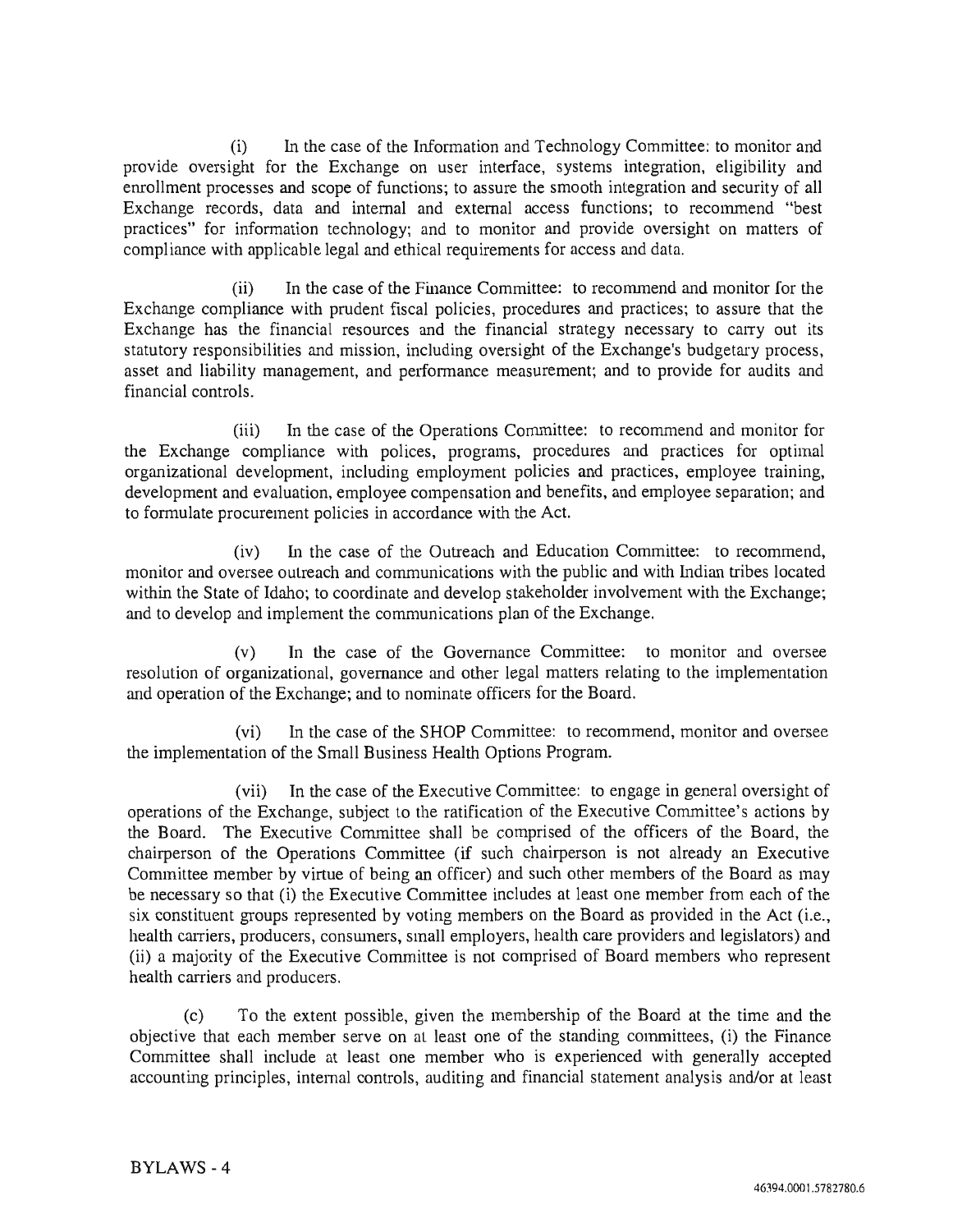(i) In the case of the Information and Technology Committee: to monitor and provide oversight for the Exchange on user interface, systems integration, eligibility and enrollment processes and scope of functions; to assure the smooth integration and security of all Exchange records, data and internal and external access functions; to recommend "best practices" for information technology; and to monitor and provide oversight on matters of compliance with applicable legal and ethical requirements for access and data.

(ii) In the case of the Finance Committee: to recommend and monitor for the Exchange compliance with prudent fiscal policies, procedures and practices; to assure that the Exchange has the financial resources and the financial strategy necessary to carry out its statutory responsibilities and mission, including oversight of the Exchange's budgetary process, asset and liability management, and performance measurement; and to provide for audits and financial controls.

(iii) In the case of the Operations Committee: to recommend and monitor for the Exchange compliance with polices, programs, procedures and practices for optimal organizational development, including employment policies and practices, employee training, development and evaluation, employee compensation and benefits, and employee separation; and to formulate procurement policies in accordance with the Act.

(iv) In the case of the Outreach and Education Committee: to recommend, monitor and oversee outreach and communications with the public and with Indian tribes located within the State of Idaho; to coordinate and develop stakeholder involvement with the Exchange; and to develop and implement the communications plan of the Exchange.

(v) In the case of the Governance Committee: to monitor and oversee resolution of organizational, governance and other legal matters relating to the implementation and operation of the Exchange; and to nominate officers for the Board.

(vi) In the case of the SHOP Committee: to recommend, monitor and oversee the implementation of the Small Business Health Options Program.

(vii) In the case of the Executive Committee: to engage in general oversight of operations of the Exchange, subject to the ratification of the Executive Committee's actions by the Board. The Executive Committee shall be comprised of the officers of the Board, the chairperson of the Operations Committee (if such chairperson is not already an Executive Committee member by virtue of being an officer) and such other members of the Board as may be necessary so that (i) the Executive Committee includes at least one member from each of the six constituent groups represented by voting members on the Board as provided in the Act (i.e., health carriers, producers, consumers, small employers, health care providers and legislators) and (ii) a majority of the Executive Committee is not comprised of Board members who represent health carriers and producers.

(c) To the extent possible, given the membership of the Board at the time and the objective that each member serve on at least one of the standing committees, (i) the Finance Committee shall include at least one member who is experienced with generally accepted accounting principles, internal controls, auditing and financial statement analysis and/or at least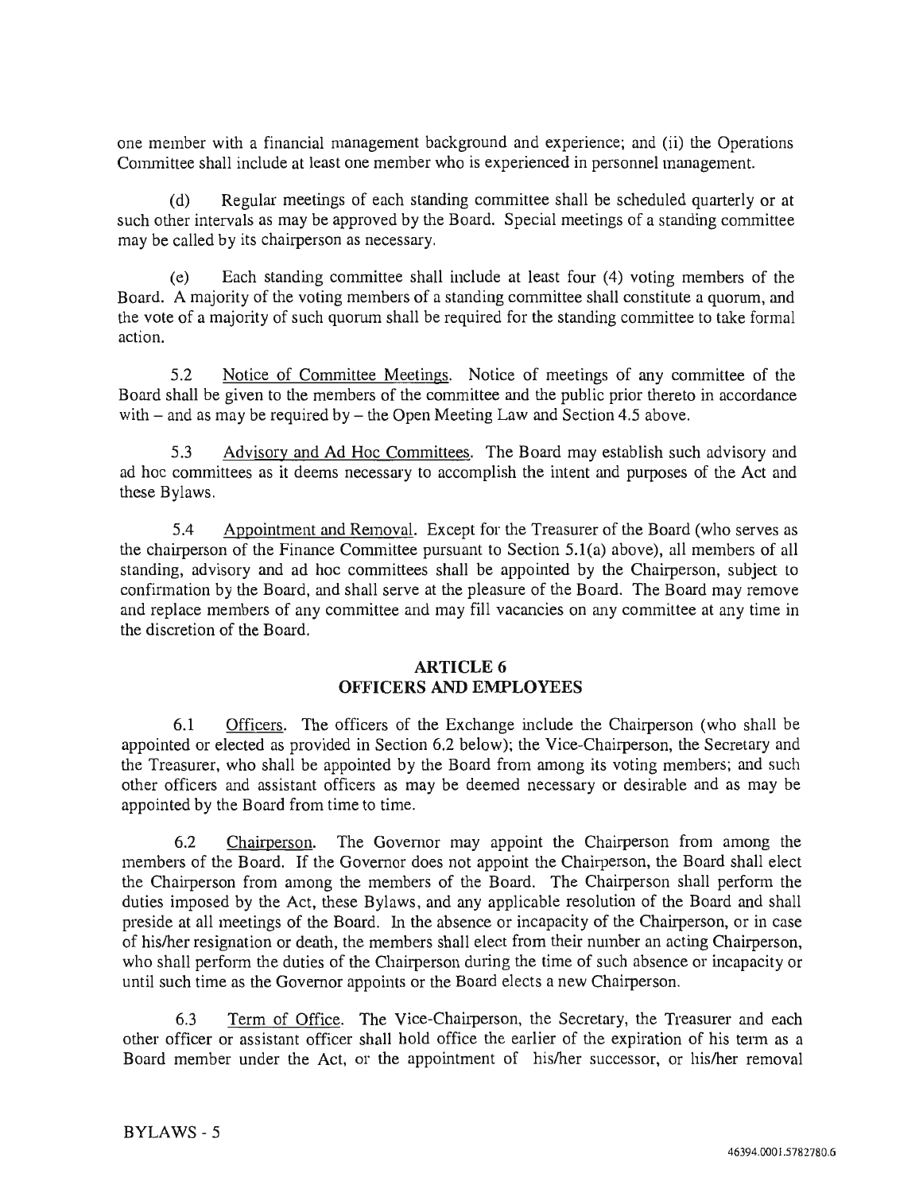one member with a financial management background and experience; and (ii) the Operations Committee shall include at least one member who is experienced in personnel management.

(d) Regular meetings of each standing committee shall be scheduled quarterly or at such other intervals as may be approved by the Board. Special meetings of a standing committee may be called by its chairperson as necessary.

(e) Each standing committee shall include at least four (4) voting members of the Board. A majority of the voting members of a standing committee shall constitute a quorum, and the vote of a majority of such quorum shall be required for the standing committee to take formal action.

5.2 Notice of Committee Meetings. Notice of meetings of any committee of the Board shall be given to the members of the committee and the public prior thereto in accordance with – and as may be required by – the Open Meeting Law and Section 4.5 above.

5.3 Advisory and Ad Hoc Committees. The Board may establish such advisory and ad hoc committees as it deems necessary to accomplish the intent and purposes of the Act and these Bylaws.

5.4 Appointment and Removal. Except for the Treasurer of the Board (who serves as the chairperson of the Finance Committee pursuant to Section 5.1(a) above), all members of all standing, advisory and ad hoc committees shall be appointed by the Chairperson, subject to confirmation by the Board, and shall serve at the pleasure of the Board. The Board may remove and replace members of any committee and may fill vacancies on any committee at any time in the discretion of the Board.

## ARTICLE 6
## OFFICERS AND EMPLOYEES

6.1 Officers. The officers of the Exchange include the Chairperson (who shall be appointed or elected as provided in Section 6.2 below); the Vice-Chairperson, the Secretary and the Treasurer, who shall be appointed by the Board from among its voting members; and such other officers and assistant officers as may be deemed necessary or desirable and as may be appointed by the Board from time to time.

6.2 Chairperson. The Governor may appoint the Chairperson from among the members of the Board. If the Governor does not appoint the Chairperson, the Board shall elect the Chairperson from among the members of the Board. The Chairperson shall perform the duties imposed by the Act, these Bylaws, and any applicable resolution of the Board and shall preside at all meetings of the Board. In the absence or incapacity of the Chairperson, or in case of his/her resignation or death, the members shall elect from their number an acting Chairperson, who shall perform the duties of the Chairperson during the time of such absence or incapacity or until such time as the Governor appoints or the Board elects a new Chairperson.

6.3 Term of Office. The Vice-Chairperson, the Secretary, the Treasurer and each other officer or assistant officer shall hold office the earlier of the expiration of his term as a Board member under the Act, or the appointment of his/her successor, or his/her removal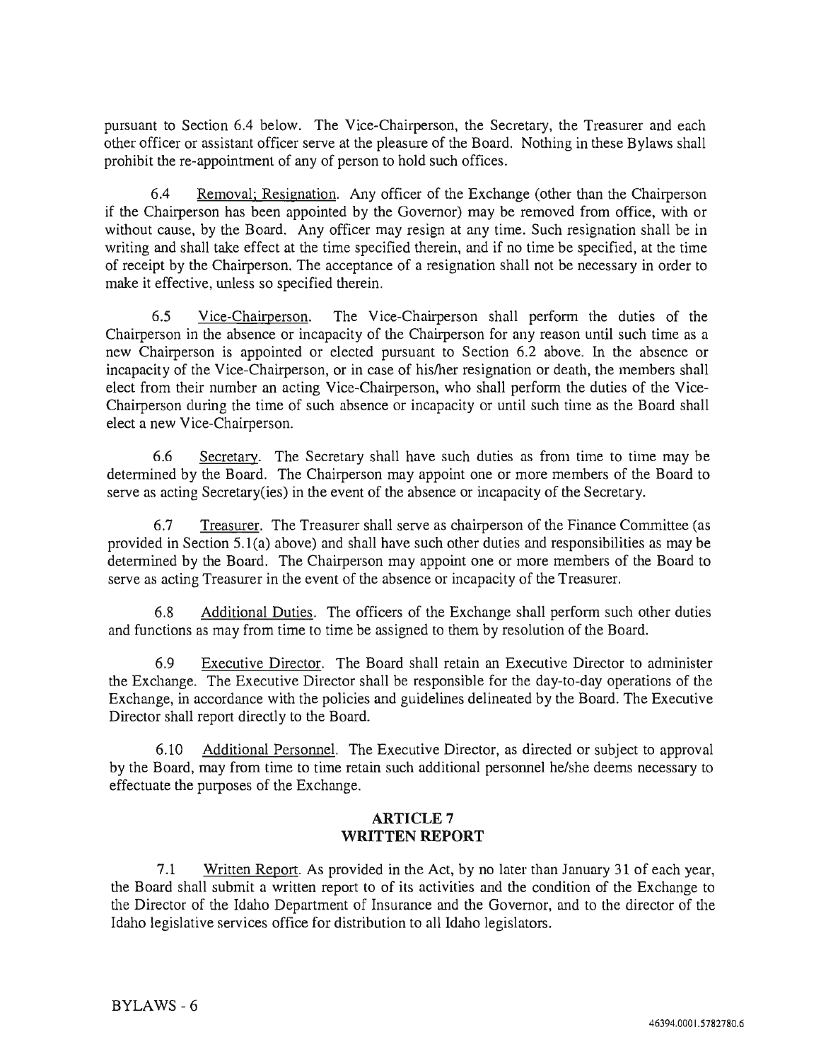pursuant to Section 6.4 below. The Vice-Chairperson, the Secretary, the Treasurer and each other officer or assistant officer serve at the pleasure of the Board. Nothing in these Bylaws shall prohibit the re-appointment of any of person to hold such offices.

6.4 Removal; Resignation. Any officer of the Exchange (other than the Chairperson if the Chairperson has been appointed by the Governor) may be removed from office, with or without cause, by the Board. Any officer may resign at any time. Such resignation shall be in writing and shall take effect at the time specified therein, and if no time be specified, at the time of receipt by the Chairperson. The acceptance of a resignation shall not be necessary in order to make it effective, unless so specified therein.

6.5 Vice-Chairperson. The Vice-Chairperson shall perform the duties of the Chairperson in the absence or incapacity of the Chairperson for any reason until such time as a new Chairperson is appointed or elected pursuant to Section 6.2 above. In the absence or incapacity of the Vice-Chairperson, or in case of his/her resignation or death, the members shall elect from their number an acting Vice-Chairperson, who shall perform the duties of the Vice-Chairperson during the time of such absence or incapacity or until such time as the Board shall elect a new Vice-Chairperson.

6.6 Secretary. The Secretary shall have such duties as from time to time may be determined by the Board. The Chairperson may appoint one or more members of the Board to serve as acting Secretary(ies) in the event of the absence or incapacity of the Secretary.

6.7 Treasurer. The Treasurer shall serve as chairperson of the Finance Committee (as provided in Section 5.1(a) above) and shall have such other duties and responsibilities as may be determined by the Board. The Chairperson may appoint one or more members of the Board to serve as acting Treasurer in the event of the absence or incapacity of the Treasurer.

6.8 Additional Duties. The officers of the Exchange shall perform such other duties and functions as may from time to time be assigned to them by resolution of the Board.

6.9 Executive Director. The Board shall retain an Executive Director to administer the Exchange. The Executive Director shall be responsible for the day-to-day operations of the Exchange, in accordance with the policies and guidelines delineated by the Board. The Executive Director shall report directly to the Board.

6.10 Additional Personnel. The Executive Director, as directed or subject to approval by the Board, may from time to time retain such additional personnel he/she deems necessary to effectuate the purposes of the Exchange.

## ARTICLE 7
## WRITTEN REPORT

7.1 Written Report. As provided in the Act, by no later than January 31 of each year, the Board shall submit a written report to of its activities and the condition of the Exchange to the Director of the Idaho Department of Insurance and the Governor, and to the director of the Idaho legislative services office for distribution to all Idaho legislators.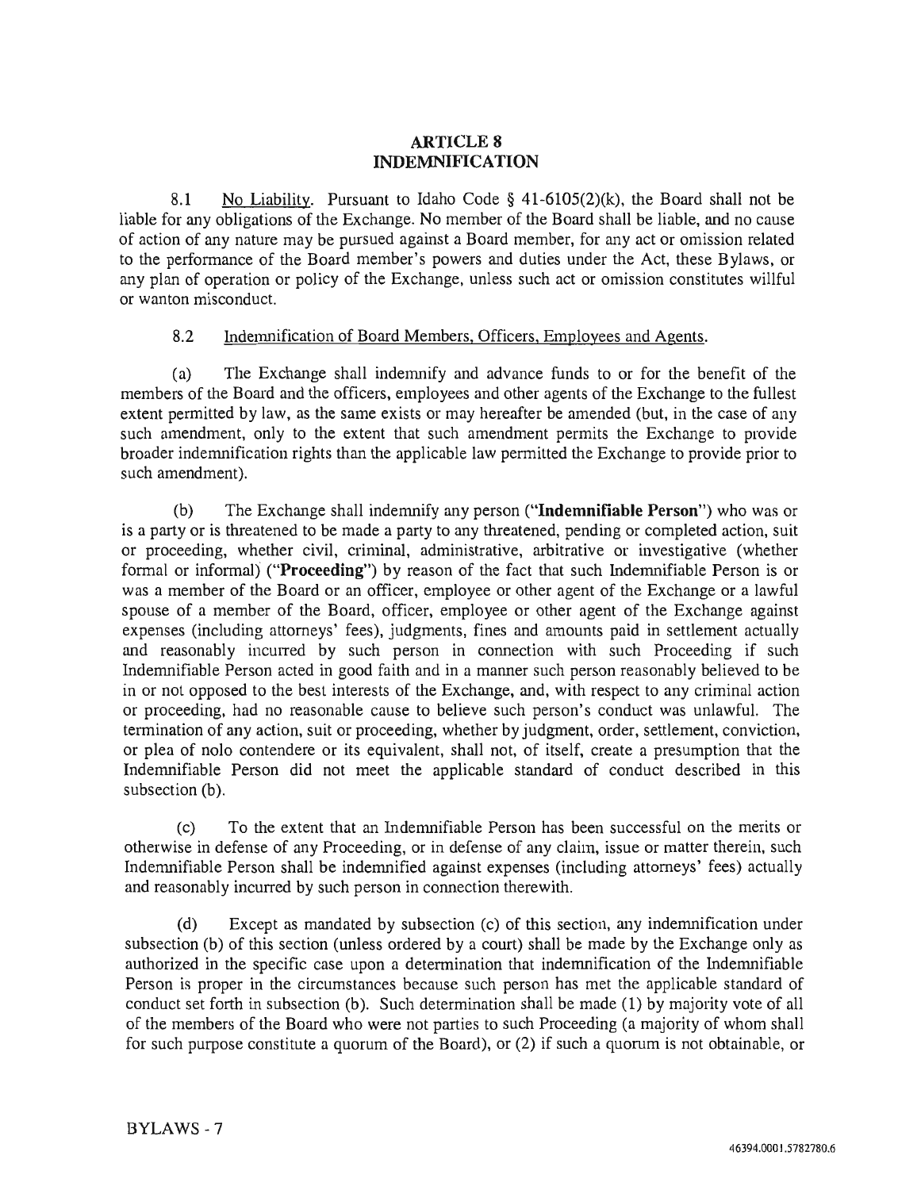# ARTICLE 8
# INDEMNIFICATION

8.1 No Liability. Pursuant to Idaho Code § 41-6105(2)(k), the Board shall not be liable for any obligations of the Exchange. No member of the Board shall be liable, and no cause of action of any nature may be pursued against a Board member, for any act or omission related to the performance of the Board member's powers and duties under the Act, these Bylaws, or any plan of operation or policy of the Exchange, unless such act or omission constitutes willful or wanton misconduct.

8.2 Indemnification of Board Members, Officers, Employees and Agents.

(a) The Exchange shall indemnify and advance funds to or for the benefit of the members of the Board and the officers, employees and other agents of the Exchange to the fullest extent permitted by law, as the same exists or may hereafter be amended (but, in the case of any such amendment, only to the extent that such amendment permits the Exchange to provide broader indemnification rights than the applicable law permitted the Exchange to provide prior to such amendment).

(b) The Exchange shall indemnify any person (**"Indemnifiable Person"**) who was or is a party or is threatened to be made a party to any threatened, pending or completed action, suit or proceeding, whether civil, criminal, administrative, arbitrative or investigative (whether formal or informal) (**"Proceeding"**) by reason of the fact that such Indemnifiable Person is or was a member of the Board or an officer, employee or other agent of the Exchange or a lawful spouse of a member of the Board, officer, employee or other agent of the Exchange against expenses (including attorneys' fees), judgments, fines and amounts paid in settlement actually and reasonably incurred by such person in connection with such Proceeding if such Indemnifiable Person acted in good faith and in a manner such person reasonably believed to be in or not opposed to the best interests of the Exchange, and, with respect to any criminal action or proceeding, had no reasonable cause to believe such person's conduct was unlawful. The termination of any action, suit or proceeding, whether by judgment, order, settlement, conviction, or plea of nolo contendere or its equivalent, shall not, of itself, create a presumption that the Indemnifiable Person did not meet the applicable standard of conduct described in this subsection (b).

(c) To the extent that an Indemnifiable Person has been successful on the merits or otherwise in defense of any Proceeding, or in defense of any claim, issue or matter therein, such Indemnifiable Person shall be indemnified against expenses (including attorneys' fees) actually and reasonably incurred by such person in connection therewith.

(d) Except as mandated by subsection (c) of this section, any indemnification under subsection (b) of this section (unless ordered by a court) shall be made by the Exchange only as authorized in the specific case upon a determination that indemnification of the Indemnifiable Person is proper in the circumstances because such person has met the applicable standard of conduct set forth in subsection (b). Such determination shall be made (1) by majority vote of all of the members of the Board who were not parties to such Proceeding (a majority of whom shall for such purpose constitute a quorum of the Board), or (2) if such a quorum is not obtainable, or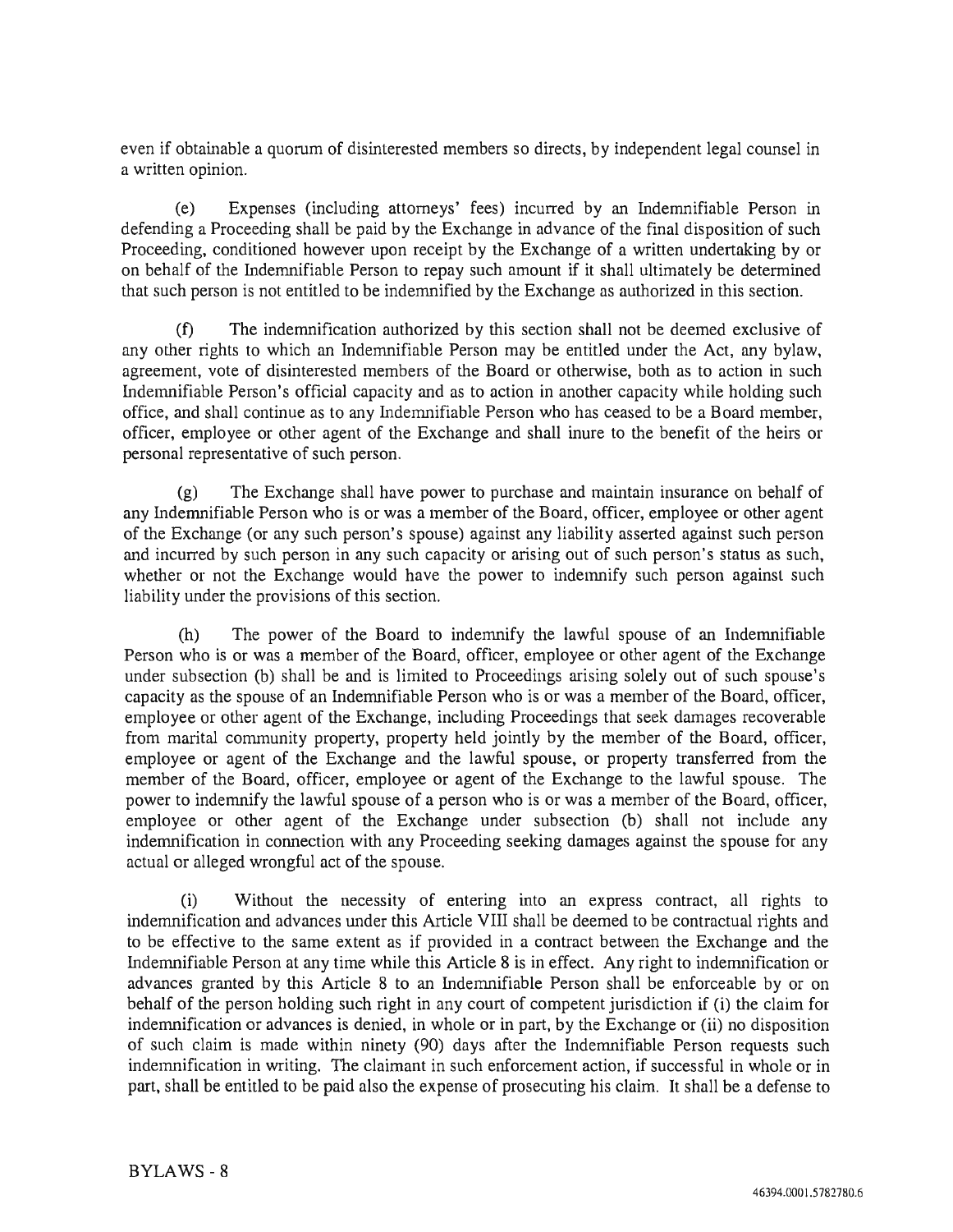even if obtainable a quorum of disinterested members so directs, by independent legal counsel in a written opinion.

(e) Expenses (including attorneys' fees) incurred by an Indemnifiable Person in defending a Proceeding shall be paid by the Exchange in advance of the final disposition of such Proceeding, conditioned however upon receipt by the Exchange of a written undertaking by or on behalf of the Indemnifiable Person to repay such amount if it shall ultimately be determined that such person is not entitled to be indemnified by the Exchange as authorized in this section.

(f) The indemnification authorized by this section shall not be deemed exclusive of any other rights to which an Indemnifiable Person may be entitled under the Act, any bylaw, agreement, vote of disinterested members of the Board or otherwise, both as to action in such Indemnifiable Person's official capacity and as to action in another capacity while holding such office, and shall continue as to any Indemnifiable Person who has ceased to be a Board member, officer, employee or other agent of the Exchange and shall inure to the benefit of the heirs or personal representative of such person.

(g) The Exchange shall have power to purchase and maintain insurance on behalf of any Indemnifiable Person who is or was a member of the Board, officer, employee or other agent of the Exchange (or any such person's spouse) against any liability asserted against such person and incurred by such person in any such capacity or arising out of such person's status as such, whether or not the Exchange would have the power to indemnify such person against such liability under the provisions of this section.

(h) The power of the Board to indemnify the lawful spouse of an Indemnifiable Person who is or was a member of the Board, officer, employee or other agent of the Exchange under subsection (b) shall be and is limited to Proceedings arising solely out of such spouse's capacity as the spouse of an Indemnifiable Person who is or was a member of the Board, officer, employee or other agent of the Exchange, including Proceedings that seek damages recoverable from marital community property, property held jointly by the member of the Board, officer, employee or agent of the Exchange and the lawful spouse, or property transferred from the member of the Board, officer, employee or agent of the Exchange to the lawful spouse. The power to indemnify the lawful spouse of a person who is or was a member of the Board, officer, employee or other agent of the Exchange under subsection (b) shall not include any indemnification in connection with any Proceeding seeking damages against the spouse for any actual or alleged wrongful act of the spouse.

(i) Without the necessity of entering into an express contract, all rights to indemnification and advances under this Article VIII shall be deemed to be contractual rights and to be effective to the same extent as if provided in a contract between the Exchange and the Indemnifiable Person at any time while this Article 8 is in effect. Any right to indemnification or advances granted by this Article 8 to an Indemnifiable Person shall be enforceable by or on behalf of the person holding such right in any court of competent jurisdiction if (i) the claim for indemnification or advances is denied, in whole or in part, by the Exchange or (ii) no disposition of such claim is made within ninety (90) days after the Indemnifiable Person requests such indemnification in writing. The claimant in such enforcement action, if successful in whole or in part, shall be entitled to be paid also the expense of prosecuting his claim. It shall be a defense to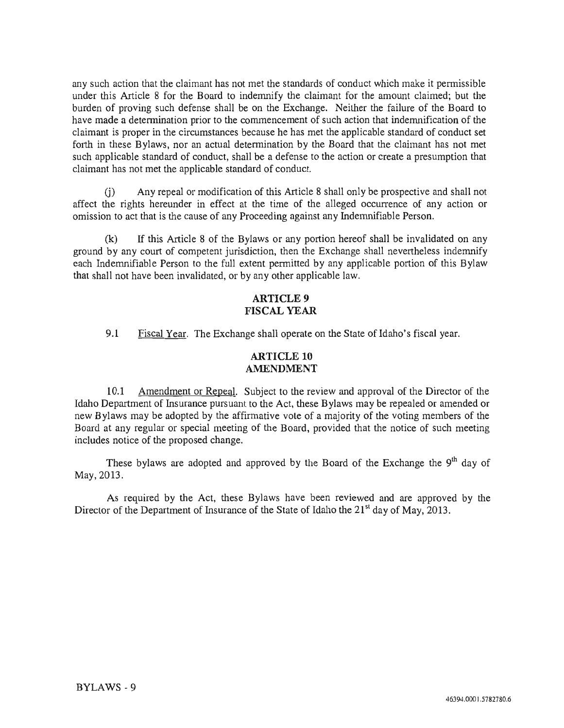any such action that the claimant has not met the standards of conduct which make it permissible under this Article 8 for the Board to indemnify the claimant for the amount claimed; but the burden of proving such defense shall be on the Exchange. Neither the failure of the Board to have made a determination prior to the commencement of such action that indemnification of the claimant is proper in the circumstances because he has met the applicable standard of conduct set forth in these Bylaws, nor an actual determination by the Board that the claimant has not met such applicable standard of conduct, shall be a defense to the action or create a presumption that claimant has not met the applicable standard of conduct.

(j) Any repeal or modification of this Article 8 shall only be prospective and shall not affect the rights hereunder in effect at the time of the alleged occurrence of any action or omission to act that is the cause of any Proceeding against any Indemnifiable Person.

(k) If this Article 8 of the Bylaws or any portion hereof shall be invalidated on any ground by any court of competent jurisdiction, then the Exchange shall nevertheless indemnify each Indemnifiable Person to the full extent permitted by any applicable portion of this Bylaw that shall not have been invalidated, or by any other applicable law.

## ARTICLE 9
## FISCAL YEAR

9.1 Fiscal Year. The Exchange shall operate on the State of Idaho's fiscal year.

## ARTICLE 10
## AMENDMENT

10.1 Amendment or Repeal. Subject to the review and approval of the Director of the Idaho Department of Insurance pursuant to the Act, these Bylaws may be repealed or amended or new Bylaws may be adopted by the affirmative vote of a majority of the voting members of the Board at any regular or special meeting of the Board, provided that the notice of such meeting includes notice of the proposed change.

These bylaws are adopted and approved by the Board of the Exchange the 9th day of May, 2013.

As required by the Act, these Bylaws have been reviewed and are approved by the Director of the Department of Insurance of the State of Idaho the 21st day of May, 2013.

46394.0001.5782780.6